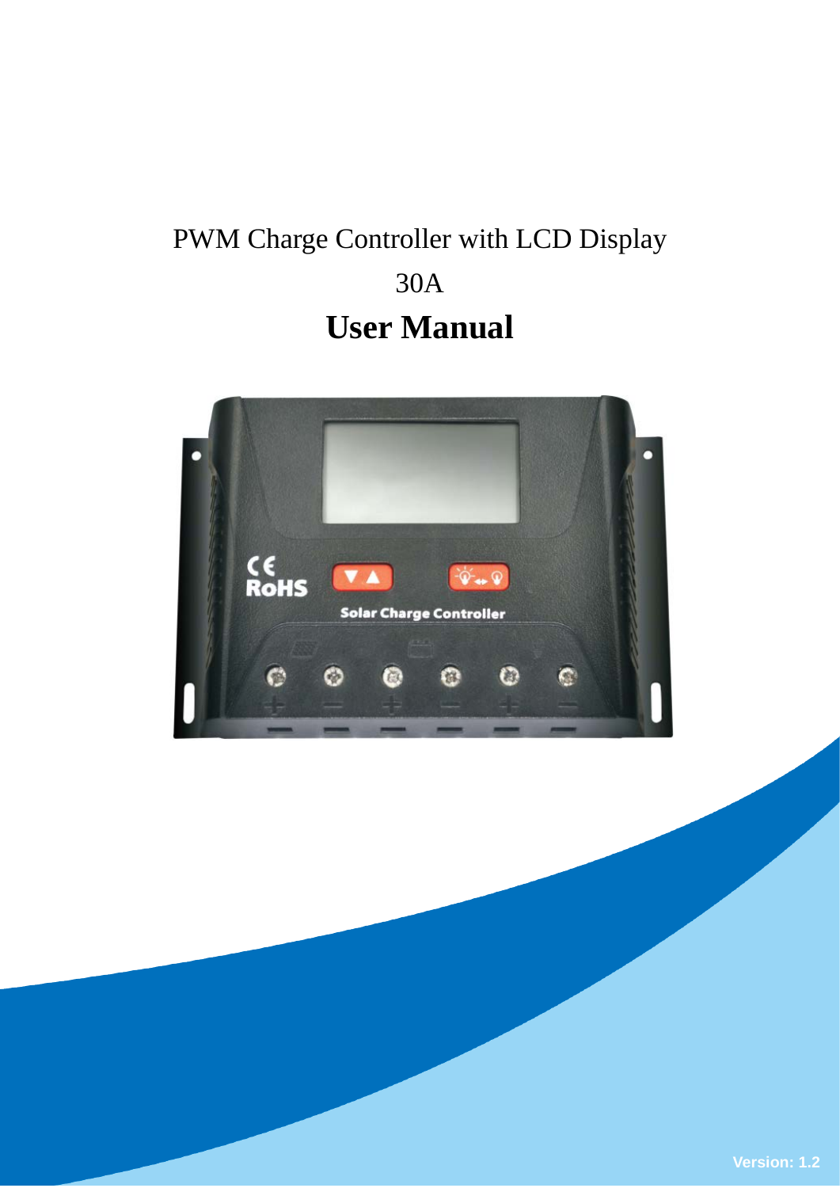PWM Charge Controller with LCD Display

30A

# User Manual

Version: 1.2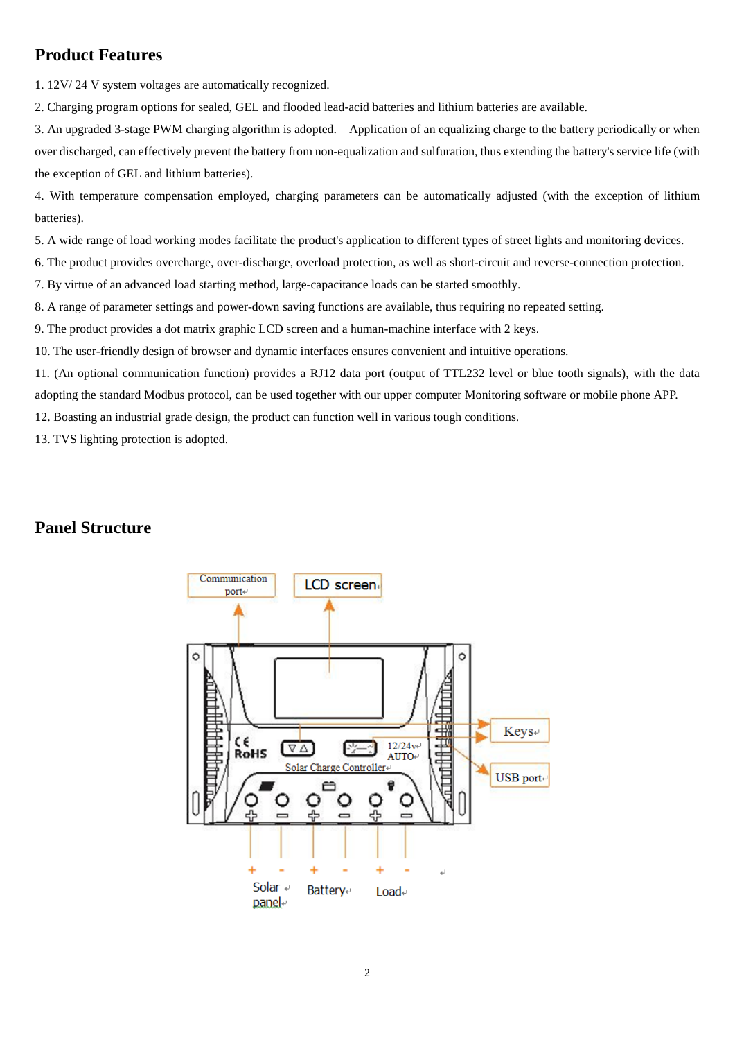## Product Features

1. 12V/ 24 V system voltages are automatically recognized.
2. Charging program options for sealed, GEL and flooded lead-acid batteries and lithium batteries are available.
3. An upgraded 3-stage PWM charging algorithm is adopted. Application of an equalizing charge to the battery periodically or when over discharged, can effectively prevent the battery from non-equalization and sulfuration, thus extending the battery's service life (with the exception of GEL and lithium batteries).
4. With temperature compensation employed, charging parameters can be automatically adjusted (with the exception of lithium batteries).
5. A wide range of load working modes facilitate the product's application to different types of street lights and monitoring devices.
6. The product provides overcharge, over-discharge, overload protection, as well as short-circuit and reverse-connection protection.
7. By virtue of an advanced load starting method, large-capacitance loads can be started smoothly.
8. A range of parameter settings and power-down saving functions are available, thus requiring no repeated setting.
9. The product provides a dot matrix graphic LCD screen and a human-machine interface with 2 keys.
10. The user-friendly design of browser and dynamic interfaces ensures convenient and intuitive operations.
11. (An optional communication function) provides a RJ12 data port (output of TTL232 level or blue tooth signals), with the data adopting the standard Modbus protocol, can be used together with our upper computer Monitoring software or mobile phone APP.
12. Boasting an industrial grade design, the product can function well in various tough conditions.
13. TVS lighting protection is adopted.

## Panel Structure

Communication port

LCD screen

Keys

USB port

12/24v AUTO

Solar Charge Controller

\+ - Solar panel

\+ - Battery

\+ - Load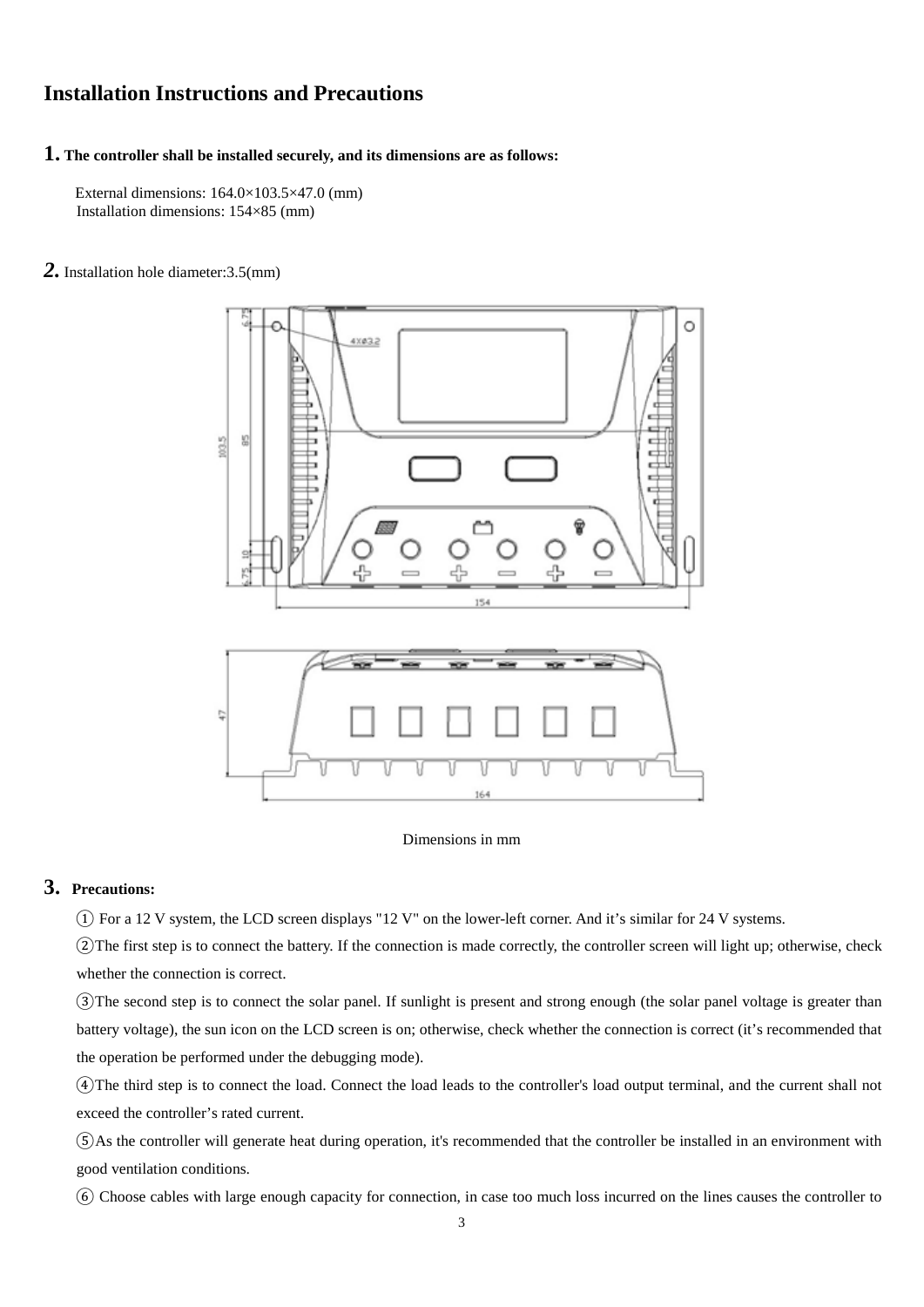## Installation Instructions and Precautions

**1. The controller shall be installed securely, and its dimensions are as follows:**

External dimensions: 164.0×103.5×47.0 (mm)
Installation dimensions: 154×85 (mm)

***2.*** Installation hole diameter:3.5(mm)

Dimensions in mm

**3. Precautions:**

① For a 12 V system, the LCD screen displays "12 V" on the lower-left corner. And it's similar for 24 V systems.

②The first step is to connect the battery. If the connection is made correctly, the controller screen will light up; otherwise, check whether the connection is correct.

③The second step is to connect the solar panel. If sunlight is present and strong enough (the solar panel voltage is greater than battery voltage), the sun icon on the LCD screen is on; otherwise, check whether the connection is correct (it's recommended that the operation be performed under the debugging mode).

④The third step is to connect the load. Connect the load leads to the controller's load output terminal, and the current shall not exceed the controller's rated current.

⑤As the controller will generate heat during operation, it's recommended that the controller be installed in an environment with good ventilation conditions.

⑥ Choose cables with large enough capacity for connection, in case too much loss incurred on the lines causes the controller to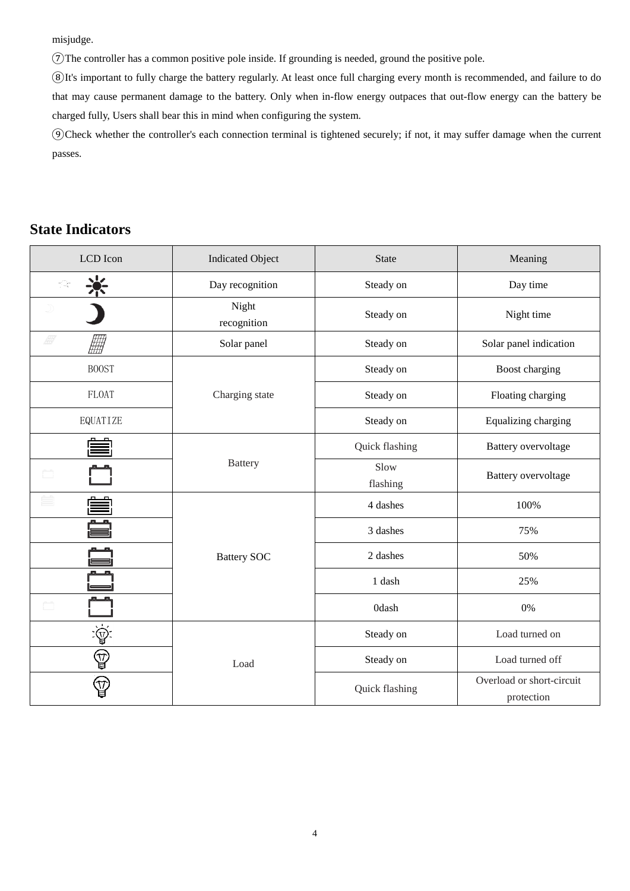misjudge.

⑦The controller has a common positive pole inside. If grounding is needed, ground the positive pole.

⑧It's important to fully charge the battery regularly. At least once full charging every month is recommended, and failure to do that may cause permanent damage to the battery. Only when in-flow energy outpaces that out-flow energy can the battery be charged fully, Users shall bear this in mind when configuring the system.

⑨Check whether the controller's each connection terminal is tightened securely; if not, it may suffer damage when the current passes.

## State Indicators

| LCD Icon | Indicated Object | State | Meaning |
|---|---|---|---|
| | Day recognition | Steady on | Day time |
| | Night recognition | Steady on | Night time |
| | Solar panel | Steady on | Solar panel indication |
| BOOST | Charging state | Steady on | Boost charging |
| FLOAT | | Steady on | Floating charging |
| EQUATIZE | | Steady on | Equalizing charging |
| | Battery | Quick flashing | Battery overvoltage |
| | | Slow flashing | Battery overvoltage |
| | Battery SOC | 4 dashes | 100% |
| | | 3 dashes | 75% |
| | | 2 dashes | 50% |
| | | 1 dash | 25% |
| | | 0dash | 0% |
| | Load | Steady on | Load turned on |
| | | Steady on | Load turned off |
| | | Quick flashing | Overload or short-circuit protection |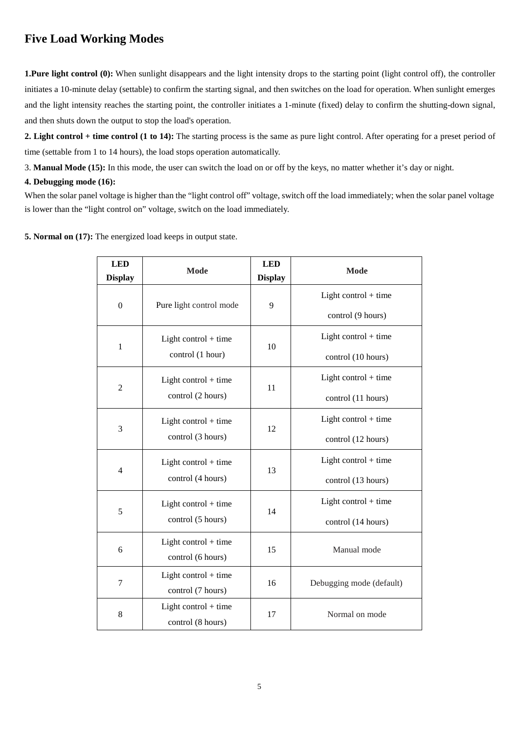## Five Load Working Modes

**1.Pure light control (0):** When sunlight disappears and the light intensity drops to the starting point (light control off), the controller initiates a 10-minute delay (settable) to confirm the starting signal, and then switches on the load for operation. When sunlight emerges and the light intensity reaches the starting point, the controller initiates a 1-minute (fixed) delay to confirm the shutting-down signal, and then shuts down the output to stop the load's operation.

**2. Light control + time control (1 to 14):** The starting process is the same as pure light control. After operating for a preset period of time (settable from 1 to 14 hours), the load stops operation automatically.

3. **Manual Mode (15):** In this mode, the user can switch the load on or off by the keys, no matter whether it's day or night.

**4. Debugging mode (16):**

When the solar panel voltage is higher than the "light control off" voltage, switch off the load immediately; when the solar panel voltage is lower than the "light control on" voltage, switch on the load immediately.

**5. Normal on (17):** The energized load keeps in output state.

| LED Display | Mode | LED Display | Mode |
|---|---|---|---|
| 0 | Pure light control mode | 9 | Light control + time control (9 hours) |
| 1 | Light control + time control (1 hour) | 10 | Light control + time control (10 hours) |
| 2 | Light control + time control (2 hours) | 11 | Light control + time control (11 hours) |
| 3 | Light control + time control (3 hours) | 12 | Light control + time control (12 hours) |
| 4 | Light control + time control (4 hours) | 13 | Light control + time control (13 hours) |
| 5 | Light control + time control (5 hours) | 14 | Light control + time control (14 hours) |
| 6 | Light control + time control (6 hours) | 15 | Manual mode |
| 7 | Light control + time control (7 hours) | 16 | Debugging mode (default) |
| 8 | Light control + time control (8 hours) | 17 | Normal on mode |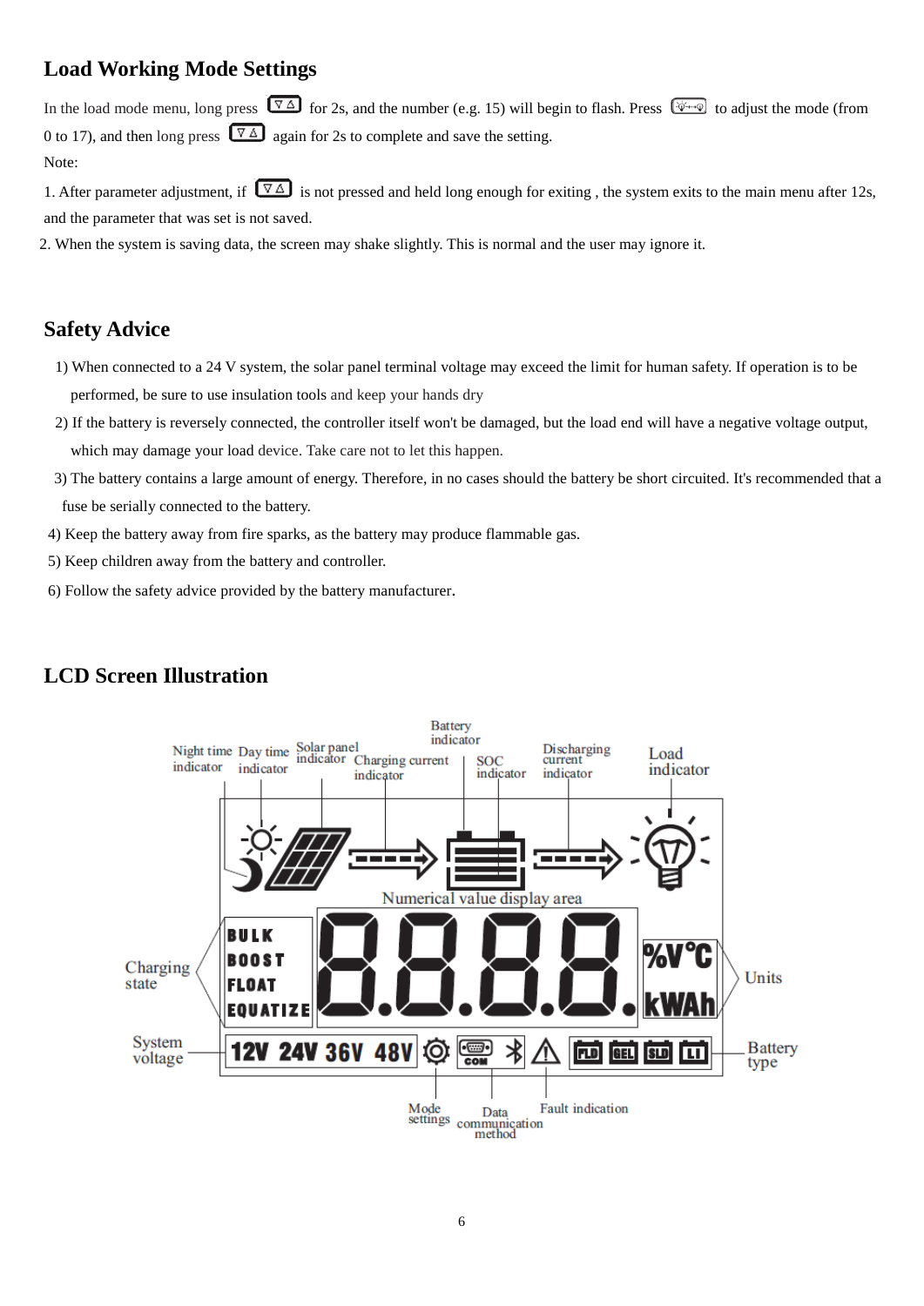## Load Working Mode Settings

In the load mode menu, long press [▽△] for 2s, and the number (e.g. 15) will begin to flash. Press [button] to adjust the mode (from 0 to 17), and then long press [▽△] again for 2s to complete and save the setting.

Note:

1. After parameter adjustment, if [▽△] is not pressed and held long enough for exiting , the system exits to the main menu after 12s, and the parameter that was set is not saved.
2. When the system is saving data, the screen may shake slightly. This is normal and the user may ignore it.

## Safety Advice

1) When connected to a 24 V system, the solar panel terminal voltage may exceed the limit for human safety. If operation is to be performed, be sure to use insulation tools and keep your hands dry
2) If the battery is reversely connected, the controller itself won't be damaged, but the load end will have a negative voltage output, which may damage your load device. Take care not to let this happen.
3) The battery contains a large amount of energy. Therefore, in no cases should the battery be short circuited. It's recommended that a fuse be serially connected to the battery.
4) Keep the battery away from fire sparks, as the battery may produce flammable gas.
5) Keep children away from the battery and controller.
6) Follow the safety advice provided by the battery manufacturer.

## LCD Screen Illustration

Night time indicator; Day time indicator; Solar panel indicator; Charging current indicator; Battery indicator; SOC indicator; Discharging current indicator; Load indicator

Numerical value display area

Charging state: BULK, BOOST, FLOAT, EQUATIZE

Units: %V℃, kWAh

System voltage: 12V 24V 36V 48V

Mode settings; Data communication method (COM); Fault indication

Battery type: FLD, GEL, SLD, LI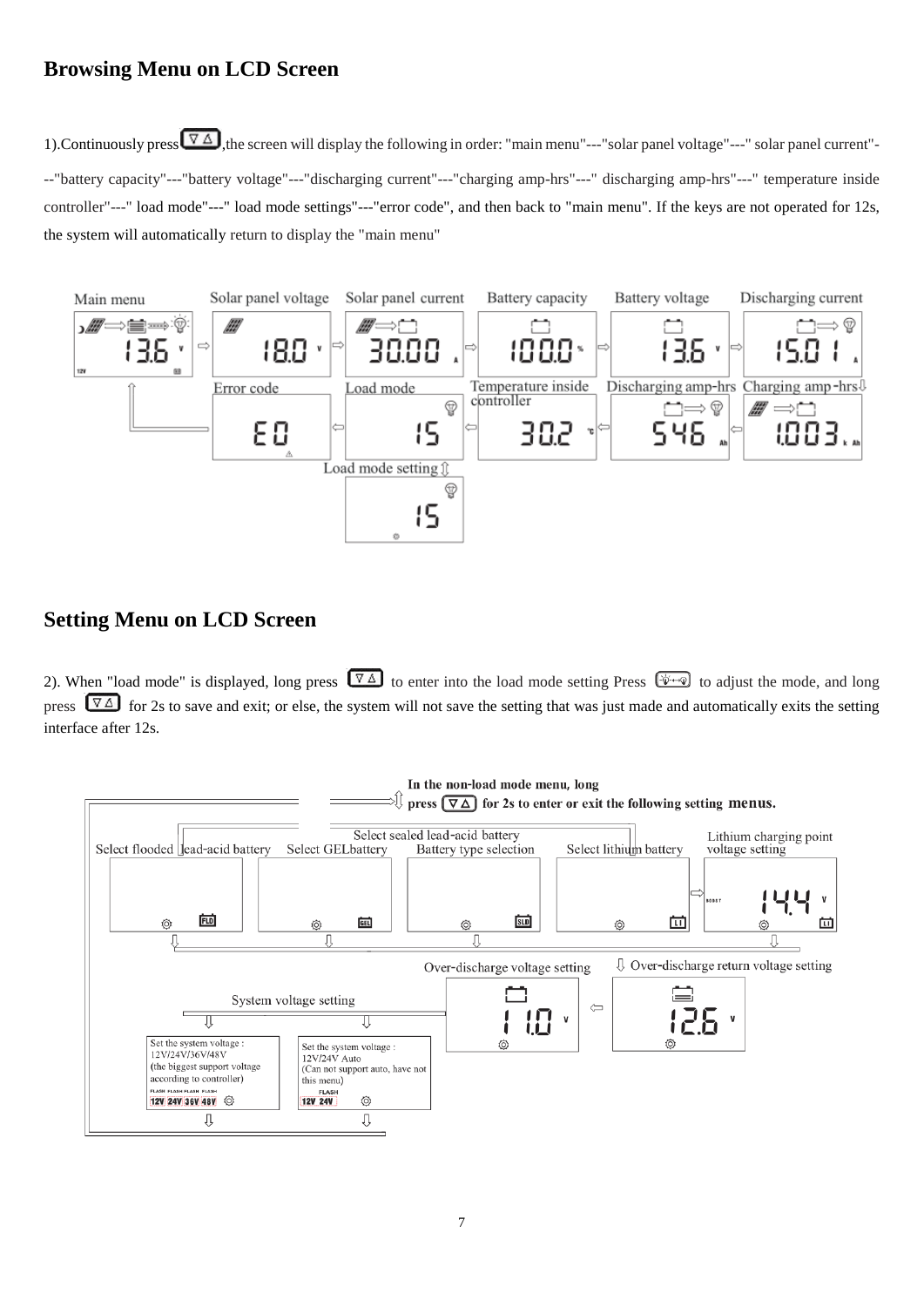## Browsing Menu on LCD Screen

1).Continuously press [▽△],the screen will display the following in order: "main menu"---"solar panel voltage"---" solar panel current"---"battery capacity"---"battery voltage"---"discharging current"---"charging amp-hrs"---" discharging amp-hrs"---" temperature inside controller"---" load mode"---" load mode settings"---"error code", and then back to "main menu". If the keys are not operated for 12s, the system will automatically return to display the "main menu"

Main menu — 13.6 V
Solar panel voltage — 18.0 V
Solar panel current — 30.00 A
Battery capacity — 100.0 %
Battery voltage — 13.6 V
Discharging current — 15.01 A
Charging amp-hrs — 1.003 k Ah
Discharging amp-hrs — 546 Ah
Temperature inside controller — 30.2 ℃
Load mode — 15
Load mode setting — 15
Error code — E0

## Setting Menu on LCD Screen

2). When "load mode" is displayed, long press [▽△] to enter into the load mode setting Press [💡] to adjust the mode, and long press [▽△] for 2s to save and exit; or else, the system will not save the setting that was just made and automatically exits the setting interface after 12s.

**In the non-load mode menu, long press [▽△] for 2s to enter or exit the following setting menus.**

Battery type selection: Select flooded lead-acid battery (FLD) / Select GELbattery (GEL) / Select sealed lead-acid battery (SLD) / Select lithium battery (LI)

Lithium charging point voltage setting — BOOST 14.4 V

Over-discharge return voltage setting — 12.6 V

Over-discharge voltage setting — 11.0 V

System voltage setting

Set the system voltage : 12V/24V/36V/48V (the biggest support voltage according to controller) FLASH FLASH FLASH FLASH 12V 24V 36V 48V

Set the system voltage : 12V/24V Auto (Can not support auto, have not this menu) FLASH 12V 24V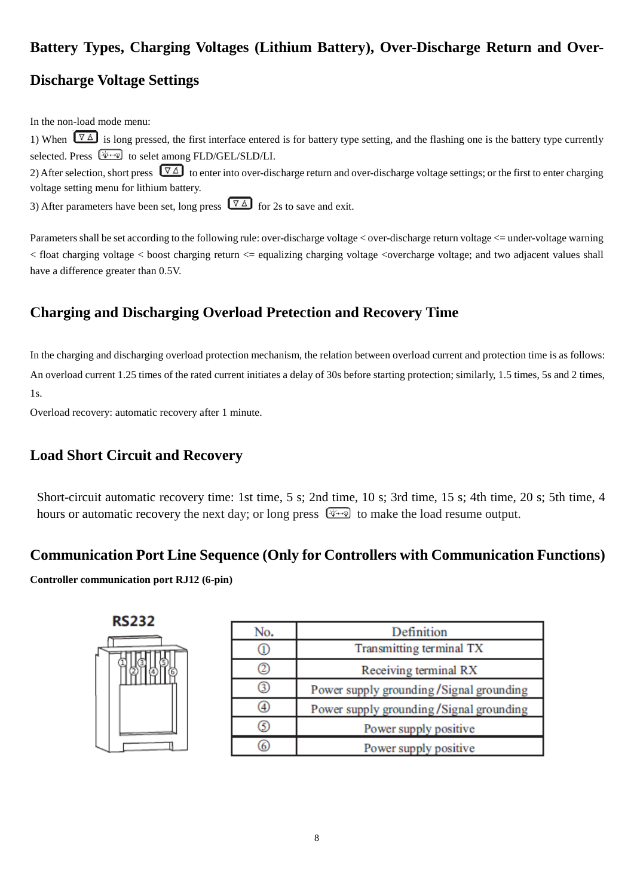## Battery Types, Charging Voltages (Lithium Battery), Over-Discharge Return and Over-Discharge Voltage Settings

In the non-load mode menu:

1) When [▽△] is long pressed, the first interface entered is for battery type setting, and the flashing one is the battery type currently selected. Press [☼↔☼] to selet among FLD/GEL/SLD/LI.

2) After selection, short press [▽△] to enter into over-discharge return and over-discharge voltage settings; or the first to enter charging voltage setting menu for lithium battery.

3) After parameters have been set, long press [▽△] for 2s to save and exit.

Parameters shall be set according to the following rule: over-discharge voltage < over-discharge return voltage <= under-voltage warning < float charging voltage < boost charging return <= equalizing charging voltage <overcharge voltage; and two adjacent values shall have a difference greater than 0.5V.

## Charging and Discharging Overload Pretection and Recovery Time

In the charging and discharging overload protection mechanism, the relation between overload current and protection time is as follows: An overload current 1.25 times of the rated current initiates a delay of 30s before starting protection; similarly, 1.5 times, 5s and 2 times, 1s.

Overload recovery: automatic recovery after 1 minute.

## Load Short Circuit and Recovery

Short-circuit automatic recovery time: 1st time, 5 s; 2nd time, 10 s; 3rd time, 15 s; 4th time, 20 s; 5th time, 4 hours or automatic recovery the next day; or long press [☼↔☼] to make the load resume output.

## Communication Port Line Sequence (Only for Controllers with Communication Functions)

**Controller communication port RJ12 (6-pin)**

RS232

| No. | Definition |
|---|---|
| ① | Transmitting terminal TX |
| ② | Receiving terminal RX |
| ③ | Power supply grounding / Signal grounding |
| ④ | Power supply grounding / Signal grounding |
| ⑤ | Power supply positive |
| ⑥ | Power supply positive |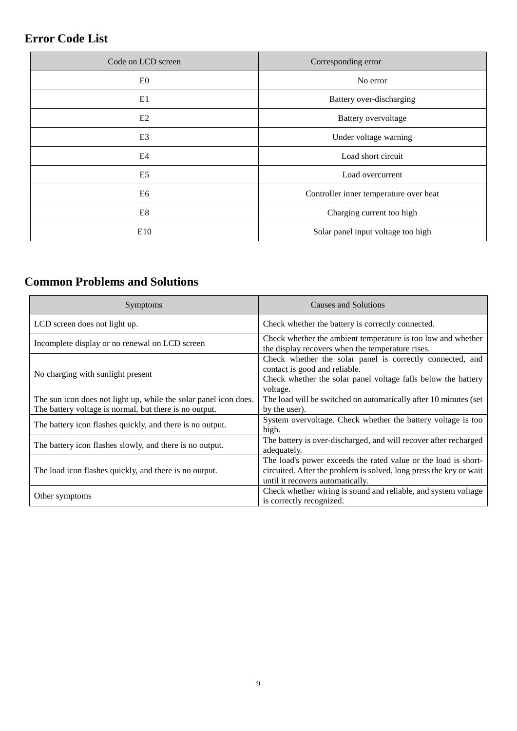## Error Code List

| Code on LCD screen | Corresponding error |
|---|---|
| E0 | No error |
| E1 | Battery over-discharging |
| E2 | Battery overvoltage |
| E3 | Under voltage warning |
| E4 | Load short circuit |
| E5 | Load overcurrent |
| E6 | Controller inner temperature over heat |
| E8 | Charging current too high |
| E10 | Solar panel input voltage too high |

## Common Problems and Solutions

| Symptoms | Causes and Solutions |
|---|---|
| LCD screen does not light up. | Check whether the battery is correctly connected. |
| Incomplete display or no renewal on LCD screen | Check whether the ambient temperature is too low and whether the display recovers when the temperature rises. |
| No charging with sunlight present | Check whether the solar panel is correctly connected, and contact is good and reliable.<br>Check whether the solar panel voltage falls below the battery voltage. |
| The sun icon does not light up, while the solar panel icon does. The battery voltage is normal, but there is no output. | The load will be switched on automatically after 10 minutes (set by the user). |
| The battery icon flashes quickly, and there is no output. | System overvoltage. Check whether the battery voltage is too high. |
| The battery icon flashes slowly, and there is no output. | The battery is over-discharged, and will recover after recharged adequately. |
| The load icon flashes quickly, and there is no output. | The load's power exceeds the rated value or the load is short-circuited. After the problem is solved, long press the key or wait until it recovers automatically. |
| Other symptoms | Check whether wiring is sound and reliable, and system voltage is correctly recognized. |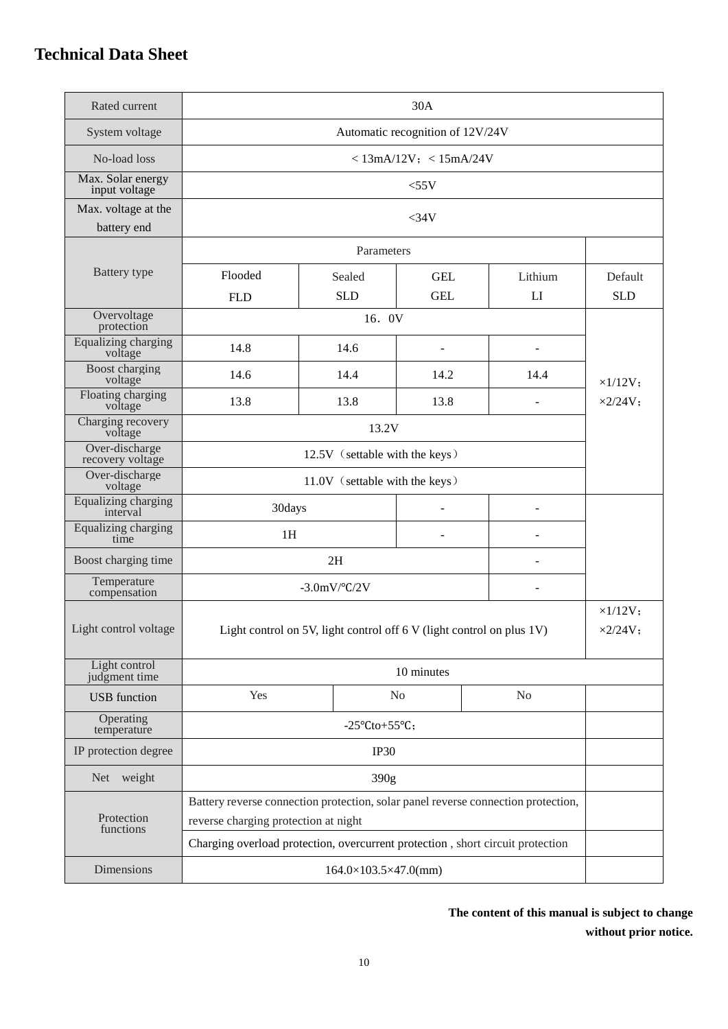# Technical Data Sheet

| | | | | | |
|---|---|---|---|---|---|
| Rated current | 30A | | | | |
| System voltage | Automatic recognition of 12V/24V | | | | |
| No-load loss | < 13mA/12V；< 15mA/24V | | | | |
| Max. Solar energy input voltage | <55V | | | | |
| Max. voltage at the battery end | <34V | | | | |
| Battery type | Parameters | | | | |
| | Flooded FLD | Sealed SLD | GEL GEL | Lithium LI | Default SLD |
| Overvoltage protection | 16．0V | | | | ×1/12V；×2/24V； |
| Equalizing charging voltage | 14.8 | 14.6 | - | - | |
| Boost charging voltage | 14.6 | 14.4 | 14.2 | 14.4 | |
| Floating charging voltage | 13.8 | 13.8 | 13.8 | - | |
| Charging recovery voltage | 13.2V | | | | |
| Over-discharge recovery voltage | 12.5V（settable with the keys） | | | | |
| Over-discharge voltage | 11.0V（settable with the keys） | | | | |
| Equalizing charging interval | 30days | | - | - | |
| Equalizing charging time | 1H | | - | - | |
| Boost charging time | 2H | | | - | |
| Temperature compensation | -3.0mV/℃/2V | | | - | |
| Light control voltage | Light control on 5V, light control off 6 V (light control on plus 1V) | | | | ×1/12V；×2/24V； |
| Light control judgment time | 10 minutes | | | | |
| USB function | Yes | No | | No | |
| Operating temperature | -25℃to+55℃； | | | | |
| IP protection degree | IP30 | | | | |
| Net weight | 390g | | | | |
| Protection functions | Battery reverse connection protection, solar panel reverse connection protection, reverse charging protection at night | | | | |
| | Charging overload protection, overcurrent protection , short circuit protection | | | | |
| Dimensions | 164.0×103.5×47.0(mm) | | | | |

**The content of this manual is subject to change without prior notice.**